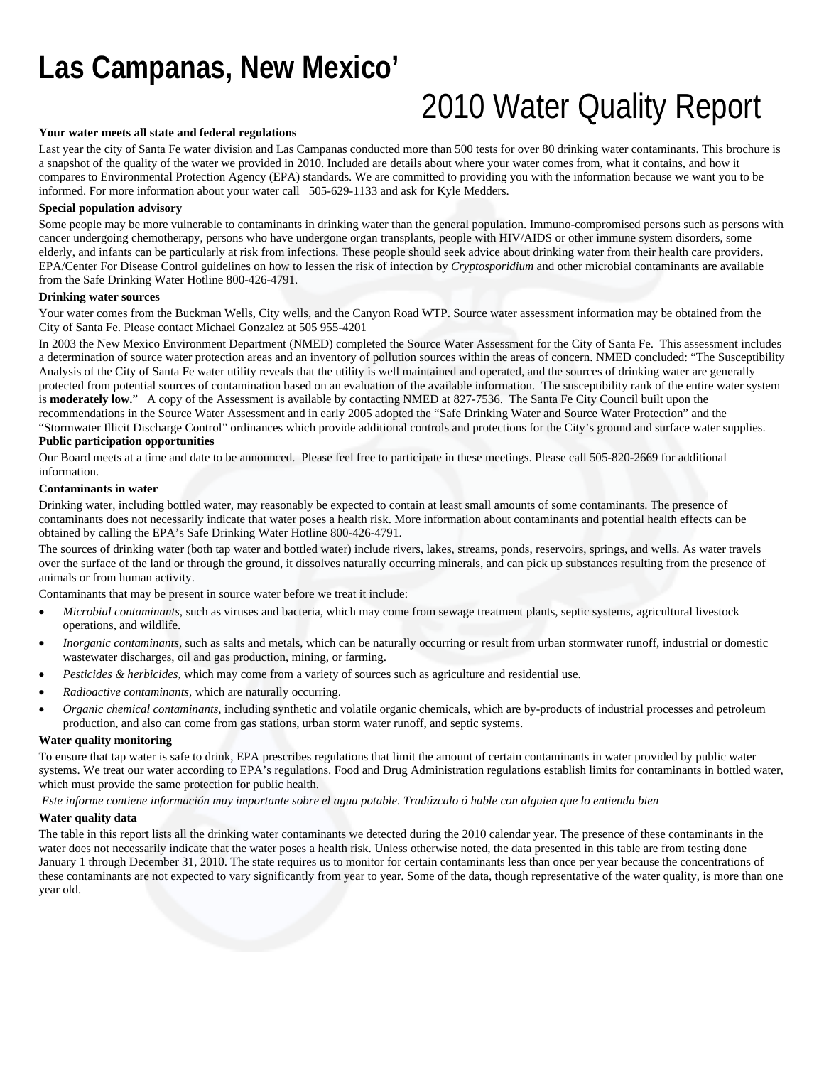# Las Campanas, New Mexico'

# 2010 Water Quality Report

**Your water meets all state and federal regulations**

Last year the city of Santa Fe water division and Las Campanas conducted more than 500 tests for over 80 drinking water contaminants. This brochure is a snapshot of the quality of the water we provided in 2010. Included are details about where your water comes from, what it contains, and how it compares to Environmental Protection Agency (EPA) standards. We are committed to providing you with the information because we want you to be informed. For more information about your water call 505-629-1133 and ask for Kyle Medders.

**Special population advisory**

Some people may be more vulnerable to contaminants in drinking water than the general population. Immuno-compromised persons such as persons with cancer undergoing chemotherapy, persons who have undergone organ transplants, people with HIV/AIDS or other immune system disorders, some elderly, and infants can be particularly at risk from infections. These people should seek advice about drinking water from their health care providers. EPA/Center For Disease Control guidelines on how to lessen the risk of infection by *Cryptosporidium* and other microbial contaminants are available from the Safe Drinking Water Hotline 800-426-4791.

**Drinking water sources**

Your water comes from the Buckman Wells, City wells, and the Canyon Road WTP. Source water assessment information may be obtained from the City of Santa Fe. Please contact Michael Gonzalez at 505 955-4201

In 2003 the New Mexico Environment Department (NMED) completed the Source Water Assessment for the City of Santa Fe. This assessment includes a determination of source water protection areas and an inventory of pollution sources within the areas of concern. NMED concluded: "The Susceptibility Analysis of the City of Santa Fe water utility reveals that the utility is well maintained and operated, and the sources of drinking water are generally protected from potential sources of contamination based on an evaluation of the available information. The susceptibility rank of the entire water system is **moderately low.**" A copy of the Assessment is available by contacting NMED at 827-7536. The Santa Fe City Council built upon the recommendations in the Source Water Assessment and in early 2005 adopted the "Safe Drinking Water and Source Water Protection" and the "Stormwater Illicit Discharge Control" ordinances which provide additional controls and protections for the City's ground and surface water supplies.

**Public participation opportunities**

Our Board meets at a time and date to be announced. Please feel free to participate in these meetings. Please call 505-820-2669 for additional information.

**Contaminants in water**

Drinking water, including bottled water, may reasonably be expected to contain at least small amounts of some contaminants. The presence of contaminants does not necessarily indicate that water poses a health risk. More information about contaminants and potential health effects can be obtained by calling the EPA's Safe Drinking Water Hotline 800-426-4791.

The sources of drinking water (both tap water and bottled water) include rivers, lakes, streams, ponds, reservoirs, springs, and wells. As water travels over the surface of the land or through the ground, it dissolves naturally occurring minerals, and can pick up substances resulting from the presence of animals or from human activity.

Contaminants that may be present in source water before we treat it include:

- *Microbial contaminants*, such as viruses and bacteria, which may come from sewage treatment plants, septic systems, agricultural livestock operations, and wildlife.
- *Inorganic contaminants*, such as salts and metals, which can be naturally occurring or result from urban stormwater runoff, industrial or domestic wastewater discharges, oil and gas production, mining, or farming.
- *Pesticides & herbicides*, which may come from a variety of sources such as agriculture and residential use.
- *Radioactive contaminants*, which are naturally occurring.
- *Organic chemical contaminants*, including synthetic and volatile organic chemicals, which are by-products of industrial processes and petroleum production, and also can come from gas stations, urban storm water runoff, and septic systems.

**Water quality monitoring**

To ensure that tap water is safe to drink, EPA prescribes regulations that limit the amount of certain contaminants in water provided by public water systems. We treat our water according to EPA's regulations. Food and Drug Administration regulations establish limits for contaminants in bottled water, which must provide the same protection for public health.

*Este informe contiene información muy importante sobre el agua potable. Tradúzcalo ó hable con alguien que lo entienda bien*

**Water quality data**

The table in this report lists all the drinking water contaminants we detected during the 2010 calendar year. The presence of these contaminants in the water does not necessarily indicate that the water poses a health risk. Unless otherwise noted, the data presented in this table are from testing done January 1 through December 31, 2010. The state requires us to monitor for certain contaminants less than once per year because the concentrations of these contaminants are not expected to vary significantly from year to year. Some of the data, though representative of the water quality, is more than one year old.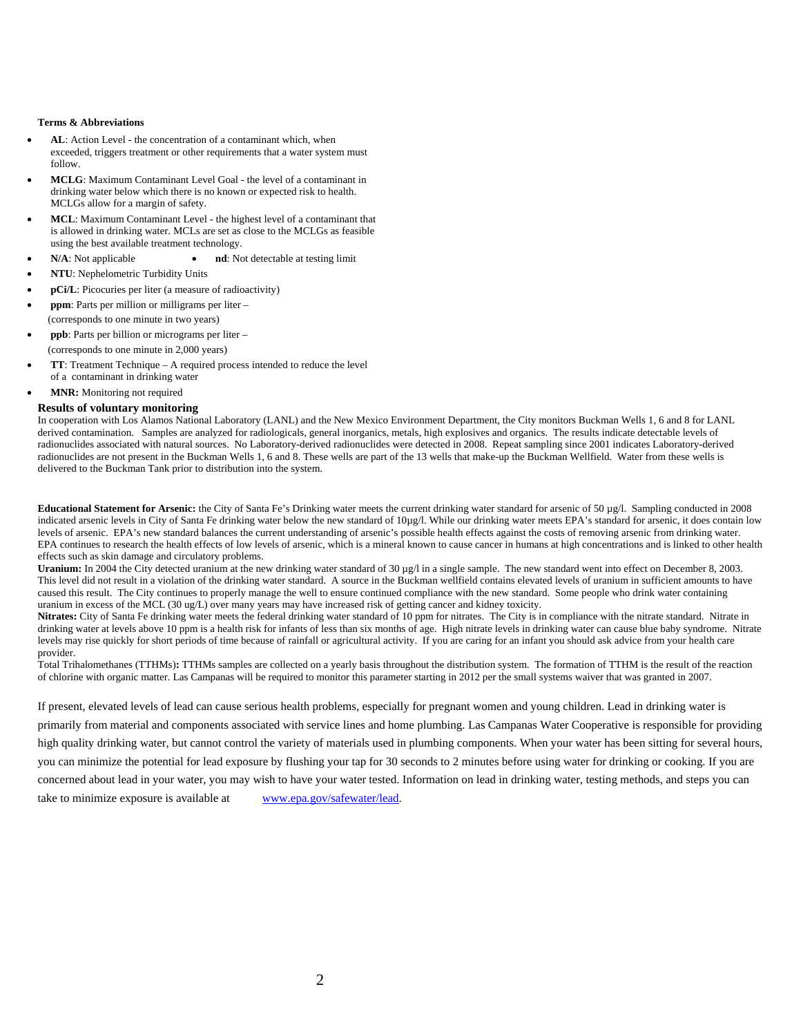**Terms & Abbreviations**

- **AL**: Action Level - the concentration of a contaminant which, when exceeded, triggers treatment or other requirements that a water system must follow.
- **MCLG**: Maximum Contaminant Level Goal - the level of a contaminant in drinking water below which there is no known or expected risk to health. MCLGs allow for a margin of safety.
- **MCL**: Maximum Contaminant Level - the highest level of a contaminant that is allowed in drinking water. MCLs are set as close to the MCLGs as feasible using the best available treatment technology.
- **N/A**: Not applicable
- **nd**: Not detectable at testing limit
- **NTU**: Nephelometric Turbidity Units
- **pCi/L**: Picocuries per liter (a measure of radioactivity)
- **ppm**: Parts per million or milligrams per liter – (corresponds to one minute in two years)
- **ppb**: Parts per billion or micrograms per liter – (corresponds to one minute in 2,000 years)
- **TT**: Treatment Technique – A required process intended to reduce the level of a contaminant in drinking water
- **MNR:** Monitoring not required

**Results of voluntary monitoring**

In cooperation with Los Alamos National Laboratory (LANL) and the New Mexico Environment Department, the City monitors Buckman Wells 1, 6 and 8 for LANL derived contamination. Samples are analyzed for radiologicals, general inorganics, metals, high explosives and organics. The results indicate detectable levels of radionuclides associated with natural sources. No Laboratory-derived radionuclides were detected in 2008. Repeat sampling since 2001 indicates Laboratory-derived radionuclides are not present in the Buckman Wells 1, 6 and 8. These wells are part of the 13 wells that make-up the Buckman Wellfield. Water from these wells is delivered to the Buckman Tank prior to distribution into the system.

**Educational Statement for Arsenic:** the City of Santa Fe's Drinking water meets the current drinking water standard for arsenic of 50 µg/l. Sampling conducted in 2008 indicated arsenic levels in City of Santa Fe drinking water below the new standard of 10µg/l. While our drinking water meets EPA's standard for arsenic, it does contain low levels of arsenic. EPA's new standard balances the current understanding of arsenic's possible health effects against the costs of removing arsenic from drinking water. EPA continues to research the health effects of low levels of arsenic, which is a mineral known to cause cancer in humans at high concentrations and is linked to other health effects such as skin damage and circulatory problems.

**Uranium:** In 2004 the City detected uranium at the new drinking water standard of 30 µg/l in a single sample. The new standard went into effect on December 8, 2003. This level did not result in a violation of the drinking water standard. A source in the Buckman wellfield contains elevated levels of uranium in sufficient amounts to have caused this result. The City continues to properly manage the well to ensure continued compliance with the new standard. Some people who drink water containing uranium in excess of the MCL (30 ug/L) over many years may have increased risk of getting cancer and kidney toxicity.

**Nitrates:** City of Santa Fe drinking water meets the federal drinking water standard of 10 ppm for nitrates. The City is in compliance with the nitrate standard. Nitrate in drinking water at levels above 10 ppm is a health risk for infants of less than six months of age. High nitrate levels in drinking water can cause blue baby syndrome. Nitrate levels may rise quickly for short periods of time because of rainfall or agricultural activity. If you are caring for an infant you should ask advice from your health care provider.

Total Trihalomethanes (TTHMs)**:** TTHMs samples are collected on a yearly basis throughout the distribution system. The formation of TTHM is the result of the reaction of chlorine with organic matter. Las Campanas will be required to monitor this parameter starting in 2012 per the small systems waiver that was granted in 2007.

If present, elevated levels of lead can cause serious health problems, especially for pregnant women and young children. Lead in drinking water is primarily from material and components associated with service lines and home plumbing. Las Campanas Water Cooperative is responsible for providing high quality drinking water, but cannot control the variety of materials used in plumbing components. When your water has been sitting for several hours, you can minimize the potential for lead exposure by flushing your tap for 30 seconds to 2 minutes before using water for drinking or cooking. If you are concerned about lead in your water, you may wish to have your water tested. Information on lead in drinking water, testing methods, and steps you can take to minimize exposure is available at [www.epa.gov/safewater/lead](http://www.epa.gov/safewater/lead).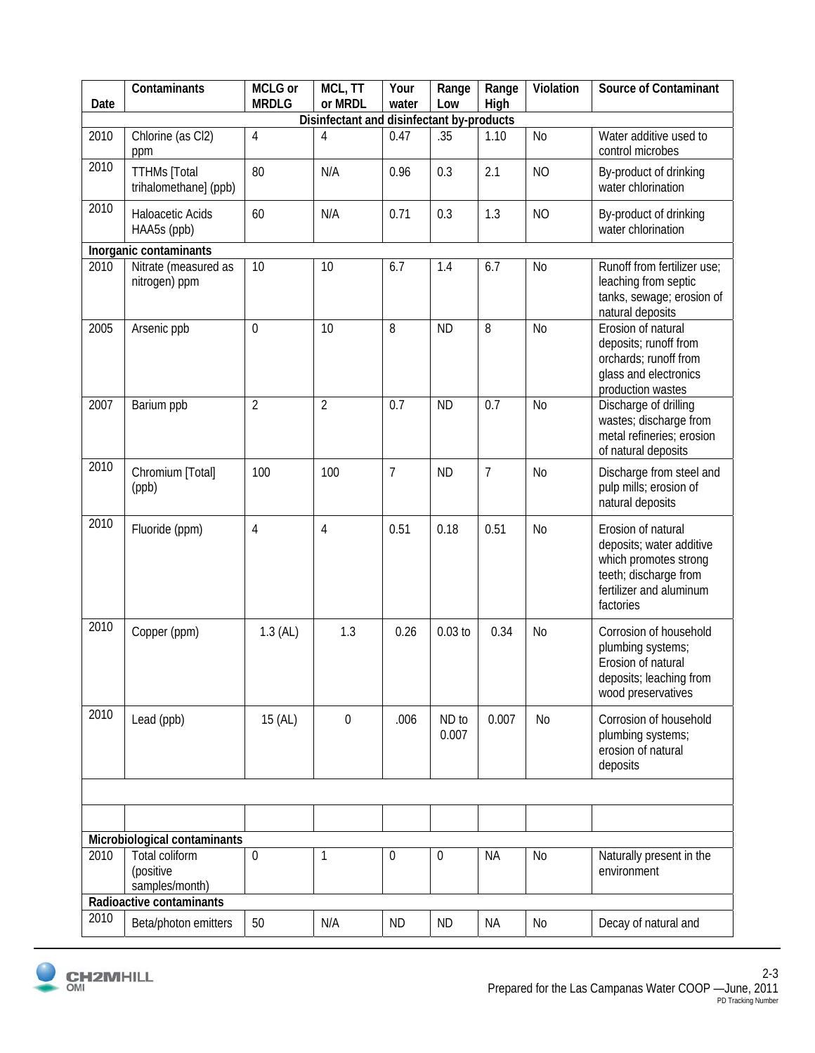| Date | Contaminants | MCLG or MRDLG | MCL, TT or MRDL | Your water | Range Low | Range High | Violation | Source of Contaminant |
|---|---|---|---|---|---|---|---|---|
| Disinfectant and disinfectant by-products | | | | | | | | |
| 2010 | Chlorine (as Cl2) ppm | 4 | 4 | 0.47 | .35 | 1.10 | No | Water additive used to control microbes |
| 2010 | TTHMs [Total trihalomethane] (ppb) | 80 | N/A | 0.96 | 0.3 | 2.1 | NO | By-product of drinking water chlorination |
| 2010 | Haloacetic Acids HAA5s (ppb) | 60 | N/A | 0.71 | 0.3 | 1.3 | NO | By-product of drinking water chlorination |
| Inorganic contaminants | | | | | | | | |
| 2010 | Nitrate (measured as nitrogen) ppm | 10 | 10 | 6.7 | 1.4 | 6.7 | No | Runoff from fertilizer use; leaching from septic tanks, sewage; erosion of natural deposits |
| 2005 | Arsenic ppb | 0 | 10 | 8 | ND | 8 | No | Erosion of natural deposits; runoff from orchards; runoff from glass and electronics production wastes |
| 2007 | Barium ppb | 2 | 2 | 0.7 | ND | 0.7 | No | Discharge of drilling wastes; discharge from metal refineries; erosion of natural deposits |
| 2010 | Chromium [Total] (ppb) | 100 | 100 | 7 | ND | 7 | No | Discharge from steel and pulp mills; erosion of natural deposits |
| 2010 | Fluoride (ppm) | 4 | 4 | 0.51 | 0.18 | 0.51 | No | Erosion of natural deposits; water additive which promotes strong teeth; discharge from fertilizer and aluminum factories |
| 2010 | Copper (ppm) | 1.3 (AL) | 1.3 | 0.26 | 0.03 to | 0.34 | No | Corrosion of household plumbing systems; Erosion of natural deposits; leaching from wood preservatives |
| 2010 | Lead (ppb) | 15 (AL) | 0 | .006 | ND to 0.007 | 0.007 | No | Corrosion of household plumbing systems; erosion of natural deposits |
| | | | | | | | | |
| | | | | | | | | |
| Microbiological contaminants | | | | | | | | |
| 2010 | Total coliform (positive samples/month) | 0 | 1 | 0 | 0 | NA | No | Naturally present in the environment |
| Radioactive contaminants | | | | | | | | |
| 2010 | Beta/photon emitters | 50 | N/A | ND | ND | NA | No | Decay of natural and |

Prepared for the Las Campanas Water COOP —June, 2011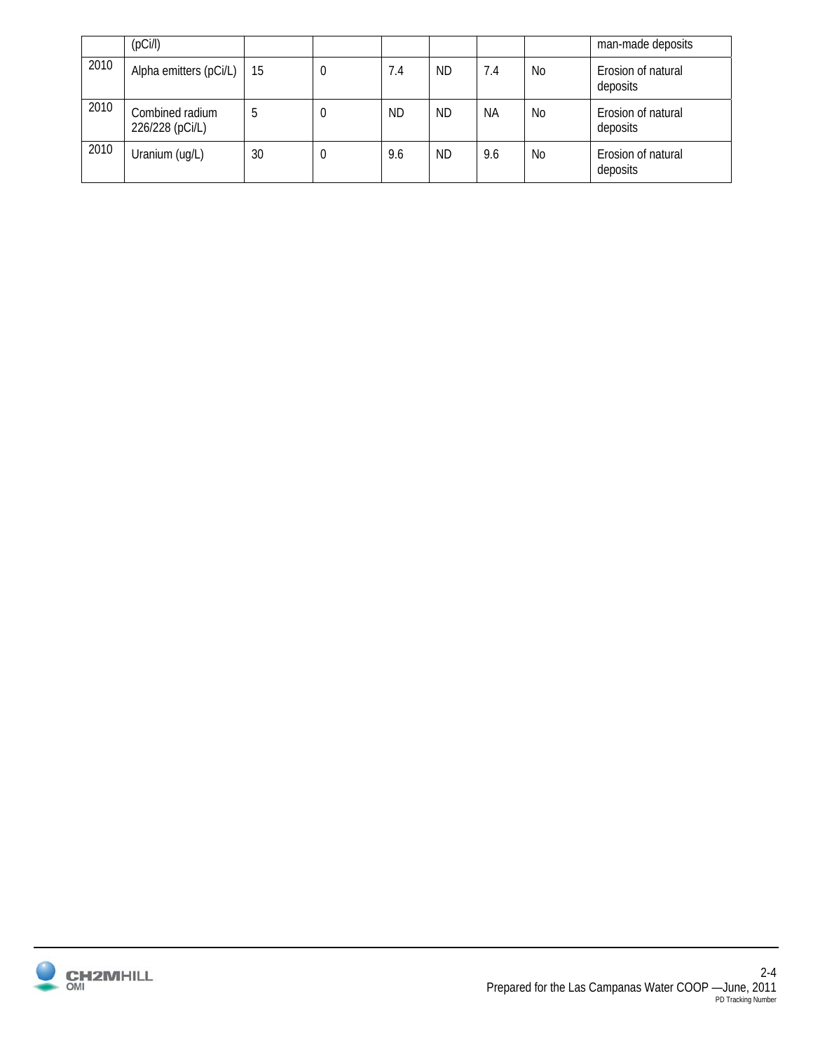| | | | | | | | | |
|---|---|---|---|---|---|---|---|---|
| | (pCi/l) | | | | | | | man-made deposits |
| 2010 | Alpha emitters (pCi/L) | 15 | 0 | 7.4 | ND | 7.4 | No | Erosion of natural deposits |
| 2010 | Combined radium 226/228 (pCi/L) | 5 | 0 | ND | ND | NA | No | Erosion of natural deposits |
| 2010 | Uranium (ug/L) | 30 | 0 | 9.6 | ND | 9.6 | No | Erosion of natural deposits |

CH2MHILL OMI

Prepared for the Las Campanas Water COOP —June, 2011
PD Tracking Number